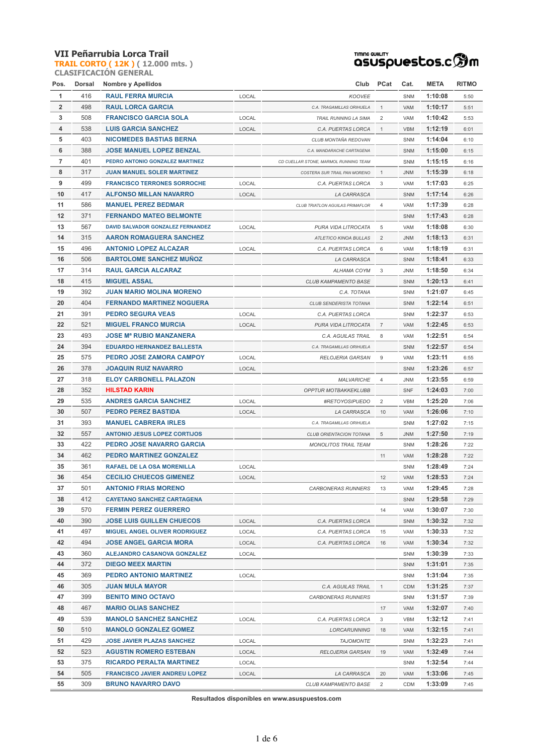# VII Peñarrubia Lorca Trail

**TRAIL CORTO ( 12K )** ( 12.000 mts. )

**CLASIFICACIÓN GENERAL**

TIMING QUALITY asuspuestos.com

| Pos. | Dorsal | Nombre y Apellidos | | Club | PCat | Cat. | META | RITMO |
|---|---|---|---|---|---|---|---|---|
| 1 | 416 | RAUL FERRA MURCIA | LOCAL | KOOVEE | | SNM | 1:10:08 | 5:50 |
| 2 | 498 | RAUL LORCA GARCIA | | C.A. TRAGAMILLAS ORIHUELA | 1 | VAM | 1:10:17 | 5:51 |
| 3 | 508 | FRANCISCO GARCIA SOLA | LOCAL | TRAIL RUNNING LA SIMA | 2 | VAM | 1:10:42 | 5:53 |
| 4 | 538 | LUIS GARCIA SANCHEZ | LOCAL | C.A. PUERTAS LORCA | 1 | VBM | 1:12:19 | 6:01 |
| 5 | 403 | NICOMEDES BASTIAS BERNA | | CLUB MONTAÑA REDOVAN | | SNM | 1:14:04 | 6:10 |
| 6 | 388 | JOSE MANUEL LOPEZ BENZAL | | C.A. MANDARACHE CARTAGENA | | SNM | 1:15:00 | 6:15 |
| 7 | 401 | PEDRO ANTONIO GONZALEZ MARTINEZ | | CD CUELLAR STONE, MARMOL RUNNING TEAM | | SNM | 1:15:15 | 6:16 |
| 8 | 317 | JUAN MANUEL SOLER MARTINEZ | | COSTERA SUR TRAIL PAN MORENO | 1 | JNM | 1:15:39 | 6:18 |
| 9 | 499 | FRANCISCO TERRONES SORROCHE | LOCAL | C.A. PUERTAS LORCA | 3 | VAM | 1:17:03 | 6:25 |
| 10 | 417 | ALFONSO MILLAN NAVARRO | LOCAL | LA CARRASCA | | SNM | 1:17:14 | 6:26 |
| 11 | 586 | MANUEL PEREZ BEDMAR | | CLUB TRIATLON AGUILAS PRIMAFLOR | 4 | VAM | 1:17:39 | 6:28 |
| 12 | 371 | FERNANDO MATEO BELMONTE | | | | SNM | 1:17:43 | 6:28 |
| 13 | 567 | DAVID SALVADOR GONZALEZ FERNANDEZ | LOCAL | PURA VIDA LITROCATA | 5 | VAM | 1:18:08 | 6:30 |
| 14 | 315 | AARON ROMAGUERA SANCHEZ | | ATLETICO KINOA BULLAS | 2 | JNM | 1:18:13 | 6:31 |
| 15 | 496 | ANTONIO LOPEZ ALCAZAR | LOCAL | C.A. PUERTAS LORCA | 6 | VAM | 1:18:19 | 6:31 |
| 16 | 506 | BARTOLOME SANCHEZ MUÑOZ | | LA CARRASCA | | SNM | 1:18:41 | 6:33 |
| 17 | 314 | RAUL GARCIA ALCARAZ | | ALHAMA COYM | 3 | JNM | 1:18:50 | 6:34 |
| 18 | 415 | MIGUEL ASSAL | | CLUB KAMPAMENTO BASE | | SNM | 1:20:13 | 6:41 |
| 19 | 392 | JUAN MARIO MOLINA MORENO | | C.A. TOTANA | | SNM | 1:21:07 | 6:45 |
| 20 | 404 | FERNANDO MARTINEZ NOGUERA | | CLUB SENDERISTA TOTANA | | SNM | 1:22:14 | 6:51 |
| 21 | 391 | PEDRO SEGURA VEAS | LOCAL | C.A. PUERTAS LORCA | | SNM | 1:22:37 | 6:53 |
| 22 | 521 | MIGUEL FRANCO MURCIA | LOCAL | PURA VIDA LITROCATA | 7 | VAM | 1:22:45 | 6:53 |
| 23 | 493 | JOSE Mª RUBIO MANZANERA | | C.A. AGUILAS TRAIL | 8 | VAM | 1:22:51 | 6:54 |
| 24 | 394 | EDUARDO HERNANDEZ BALLESTA | | C.A. TRAGAMILLAS ORIHUELA | | SNM | 1:22:57 | 6:54 |
| 25 | 575 | PEDRO JOSE ZAMORA CAMPOY | LOCAL | RELOJERIA GARSAN | 9 | VAM | 1:23:11 | 6:55 |
| 26 | 378 | JOAQUIN RUIZ NAVARRO | LOCAL | | | SNM | 1:23:26 | 6:57 |
| 27 | 318 | ELOY CARBONELL PALAZON | | MALVARICHE | 4 | JNM | 1:23:55 | 6:59 |
| 28 | 352 | HILSTAD KARIN | | OPPTUR MOTBAKKEKLUBB | | SNF | 1:24:03 | 7:00 |
| 29 | 535 | ANDRES GARCIA SANCHEZ | LOCAL | #RETOYOSIPUEDO | 2 | VBM | 1:25:20 | 7:06 |
| 30 | 507 | PEDRO PEREZ BASTIDA | LOCAL | LA CARRASCA | 10 | VAM | 1:26:06 | 7:10 |
| 31 | 393 | MANUEL CABRERA IRLES | | C.A. TRAGAMILLAS ORIHUELA | | SNM | 1:27:02 | 7:15 |
| 32 | 557 | ANTONIO JESUS LOPEZ CORTIJOS | | CLUB ORIENTACION TOTANA | 5 | JNM | 1:27:50 | 7:19 |
| 33 | 422 | PEDRO JOSE NAVARRO GARCIA | | MONOLITOS TRAIL TEAM | | SNM | 1:28:26 | 7:22 |
| 34 | 462 | PEDRO MARTINEZ GONZALEZ | | | 11 | VAM | 1:28:28 | 7:22 |
| 35 | 361 | RAFAEL DE LA OSA MORENILLA | LOCAL | | | SNM | 1:28:49 | 7:24 |
| 36 | 454 | CECILIO CHUECOS GIMENEZ | LOCAL | | 12 | VAM | 1:28:53 | 7:24 |
| 37 | 501 | ANTONIO FRIAS MORENO | | CARBONERAS RUNNERS | 13 | VAM | 1:29:45 | 7:28 |
| 38 | 412 | CAYETANO SANCHEZ CARTAGENA | | | | SNM | 1:29:58 | 7:29 |
| 39 | 570 | FERMIN PEREZ GUERRERO | | | 14 | VAM | 1:30:07 | 7:30 |
| 40 | 390 | JOSE LUIS GUILLEN CHUECOS | LOCAL | C.A. PUERTAS LORCA | | SNM | 1:30:32 | 7:32 |
| 41 | 497 | MIGUEL ANGEL OLIVER RODRIGUEZ | LOCAL | C.A. PUERTAS LORCA | 15 | VAM | 1:30:33 | 7:32 |
| 42 | 494 | JOSE ANGEL GARCIA MORA | LOCAL | C.A. PUERTAS LORCA | 16 | VAM | 1:30:34 | 7:32 |
| 43 | 360 | ALEJANDRO CASANOVA GONZALEZ | LOCAL | | | SNM | 1:30:39 | 7:33 |
| 44 | 372 | DIEGO MEEX MARTIN | | | | SNM | 1:31:01 | 7:35 |
| 45 | 369 | PEDRO ANTONIO MARTINEZ | LOCAL | | | SNM | 1:31:04 | 7:35 |
| 46 | 305 | JUAN MULA MAYOR | | C.A. AGUILAS TRAIL | 1 | CDM | 1:31:25 | 7:37 |
| 47 | 399 | BENITO MINO OCTAVO | | CARBONERAS RUNNERS | | SNM | 1:31:57 | 7:39 |
| 48 | 467 | MARIO OLIAS SANCHEZ | | | 17 | VAM | 1:32:07 | 7:40 |
| 49 | 539 | MANOLO SANCHEZ SANCHEZ | LOCAL | C.A. PUERTAS LORCA | 3 | VBM | 1:32:12 | 7:41 |
| 50 | 510 | MANOLO GONZALEZ GOMEZ | | LORCARUNNING | 18 | VAM | 1:32:15 | 7:41 |
| 51 | 429 | JOSE JAVIER PLAZAS SANCHEZ | LOCAL | TAJOMONTE | | SNM | 1:32:23 | 7:41 |
| 52 | 523 | AGUSTIN ROMERO ESTEBAN | LOCAL | RELOJERIA GARSAN | 19 | VAM | 1:32:49 | 7:44 |
| 53 | 375 | RICARDO PERALTA MARTINEZ | LOCAL | | | SNM | 1:32:54 | 7:44 |
| 54 | 505 | FRANCISCO JAVIER ANDREU LOPEZ | LOCAL | LA CARRASCA | 20 | VAM | 1:33:06 | 7:45 |
| 55 | 309 | BRUNO NAVARRO DAVO | | CLUB KAMPAMENTO BASE | 2 | CDM | 1:33:09 | 7:45 |

**Resultados disponibles en www.asuspuestos.com**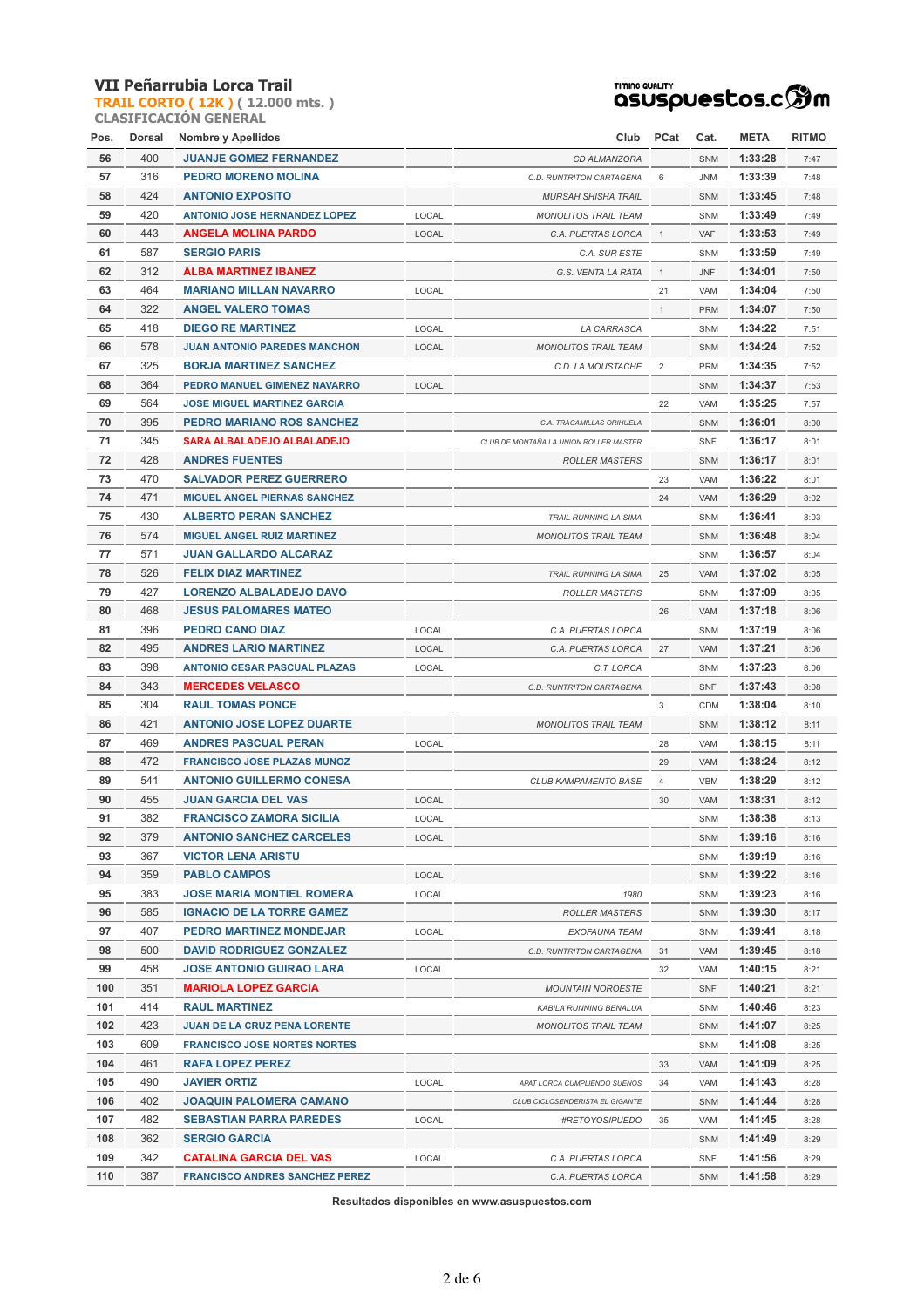# VII Peñarrubia Lorca Trail

**TRAIL CORTO ( 12K ) ( 12.000 mts. )**

**CLASIFICACIÓN GENERAL**

| Pos. | Dorsal | Nombre y Apellidos | | Club | PCat | Cat. | META | RITMO |
|---|---|---|---|---|---|---|---|---|
| 56 | 400 | JUANJE GOMEZ FERNANDEZ | | CD ALMANZORA | | SNM | 1:33:28 | 7:47 |
| 57 | 316 | PEDRO MORENO MOLINA | | C.D. RUNTRITON CARTAGENA | 6 | JNM | 1:33:39 | 7:48 |
| 58 | 424 | ANTONIO EXPOSITO | | MURSAH SHISHA TRAIL | | SNM | 1:33:45 | 7:48 |
| 59 | 420 | ANTONIO JOSE HERNANDEZ LOPEZ | LOCAL | MONOLITOS TRAIL TEAM | | SNM | 1:33:49 | 7:49 |
| 60 | 443 | ANGELA MOLINA PARDO | LOCAL | C.A. PUERTAS LORCA | 1 | VAF | 1:33:53 | 7:49 |
| 61 | 587 | SERGIO PARIS | | C.A. SUR ESTE | | SNM | 1:33:59 | 7:49 |
| 62 | 312 | ALBA MARTINEZ IBANEZ | | G.S. VENTA LA RATA | 1 | JNF | 1:34:01 | 7:50 |
| 63 | 464 | MARIANO MILLAN NAVARRO | LOCAL | | 21 | VAM | 1:34:04 | 7:50 |
| 64 | 322 | ANGEL VALERO TOMAS | | | 1 | PRM | 1:34:07 | 7:50 |
| 65 | 418 | DIEGO RE MARTINEZ | LOCAL | LA CARRASCA | | SNM | 1:34:22 | 7:51 |
| 66 | 578 | JUAN ANTONIO PAREDES MANCHON | LOCAL | MONOLITOS TRAIL TEAM | | SNM | 1:34:24 | 7:52 |
| 67 | 325 | BORJA MARTINEZ SANCHEZ | | C.D. LA MOUSTACHE | 2 | PRM | 1:34:35 | 7:52 |
| 68 | 364 | PEDRO MANUEL GIMENEZ NAVARRO | LOCAL | | | SNM | 1:34:37 | 7:53 |
| 69 | 564 | JOSE MIGUEL MARTINEZ GARCIA | | | 22 | VAM | 1:35:25 | 7:57 |
| 70 | 395 | PEDRO MARIANO ROS SANCHEZ | | C.A. TRAGAMILLAS ORIHUELA | | SNM | 1:36:01 | 8:00 |
| 71 | 345 | SARA ALBALADEJO ALBALADEJO | | CLUB DE MONTAÑA LA UNION ROLLER MASTER | | SNF | 1:36:17 | 8:01 |
| 72 | 428 | ANDRES FUENTES | | ROLLER MASTERS | | SNM | 1:36:17 | 8:01 |
| 73 | 470 | SALVADOR PEREZ GUERRERO | | | 23 | VAM | 1:36:22 | 8:01 |
| 74 | 471 | MIGUEL ANGEL PIERNAS SANCHEZ | | | 24 | VAM | 1:36:29 | 8:02 |
| 75 | 430 | ALBERTO PERAN SANCHEZ | | TRAIL RUNNING LA SIMA | | SNM | 1:36:41 | 8:03 |
| 76 | 574 | MIGUEL ANGEL RUIZ MARTINEZ | | MONOLITOS TRAIL TEAM | | SNM | 1:36:48 | 8:04 |
| 77 | 571 | JUAN GALLARDO ALCARAZ | | | | SNM | 1:36:57 | 8:04 |
| 78 | 526 | FELIX DIAZ MARTINEZ | | TRAIL RUNNING LA SIMA | 25 | VAM | 1:37:02 | 8:05 |
| 79 | 427 | LORENZO ALBALADEJO DAVO | | ROLLER MASTERS | | SNM | 1:37:09 | 8:05 |
| 80 | 468 | JESUS PALOMARES MATEO | | | 26 | VAM | 1:37:18 | 8:06 |
| 81 | 396 | PEDRO CANO DIAZ | LOCAL | C.A. PUERTAS LORCA | | SNM | 1:37:19 | 8:06 |
| 82 | 495 | ANDRES LARIO MARTINEZ | LOCAL | C.A. PUERTAS LORCA | 27 | VAM | 1:37:21 | 8:06 |
| 83 | 398 | ANTONIO CESAR PASCUAL PLAZAS | LOCAL | C.T. LORCA | | SNM | 1:37:23 | 8:06 |
| 84 | 343 | MERCEDES VELASCO | | C.D. RUNTRITON CARTAGENA | | SNF | 1:37:43 | 8:08 |
| 85 | 304 | RAUL TOMAS PONCE | | | 3 | CDM | 1:38:04 | 8:10 |
| 86 | 421 | ANTONIO JOSE LOPEZ DUARTE | | MONOLITOS TRAIL TEAM | | SNM | 1:38:12 | 8:11 |
| 87 | 469 | ANDRES PASCUAL PERAN | LOCAL | | 28 | VAM | 1:38:15 | 8:11 |
| 88 | 472 | FRANCISCO JOSE PLAZAS MUNOZ | | | 29 | VAM | 1:38:24 | 8:12 |
| 89 | 541 | ANTONIO GUILLERMO CONESA | | CLUB KAMPAMENTO BASE | 4 | VBM | 1:38:29 | 8:12 |
| 90 | 455 | JUAN GARCIA DEL VAS | LOCAL | | 30 | VAM | 1:38:31 | 8:12 |
| 91 | 382 | FRANCISCO ZAMORA SICILIA | LOCAL | | | SNM | 1:38:38 | 8:13 |
| 92 | 379 | ANTONIO SANCHEZ CARCELES | LOCAL | | | SNM | 1:39:16 | 8:16 |
| 93 | 367 | VICTOR LENA ARISTU | | | | SNM | 1:39:19 | 8:16 |
| 94 | 359 | PABLO CAMPOS | LOCAL | | | SNM | 1:39:22 | 8:16 |
| 95 | 383 | JOSE MARIA MONTIEL ROMERA | LOCAL | 1980 | | SNM | 1:39:23 | 8:16 |
| 96 | 585 | IGNACIO DE LA TORRE GAMEZ | | ROLLER MASTERS | | SNM | 1:39:30 | 8:17 |
| 97 | 407 | PEDRO MARTINEZ MONDEJAR | LOCAL | EXOFAUNA TEAM | | SNM | 1:39:41 | 8:18 |
| 98 | 500 | DAVID RODRIGUEZ GONZALEZ | | C.D. RUNTRITON CARTAGENA | 31 | VAM | 1:39:45 | 8:18 |
| 99 | 458 | JOSE ANTONIO GUIRAO LARA | LOCAL | | 32 | VAM | 1:40:15 | 8:21 |
| 100 | 351 | MARIOLA LOPEZ GARCIA | | MOUNTAIN NOROESTE | | SNF | 1:40:21 | 8:21 |
| 101 | 414 | RAUL MARTINEZ | | KABILA RUNNING BENALUA | | SNM | 1:40:46 | 8:23 |
| 102 | 423 | JUAN DE LA CRUZ PENA LORENTE | | MONOLITOS TRAIL TEAM | | SNM | 1:41:07 | 8:25 |
| 103 | 609 | FRANCISCO JOSE NORTES NORTES | | | | SNM | 1:41:08 | 8:25 |
| 104 | 461 | RAFA LOPEZ PEREZ | | | 33 | VAM | 1:41:09 | 8:25 |
| 105 | 490 | JAVIER ORTIZ | LOCAL | APAT LORCA CUMPLIENDO SUEÑOS | 34 | VAM | 1:41:43 | 8:28 |
| 106 | 402 | JOAQUIN PALOMERA CAMANO | | CLUB CICLOSENDERISTA EL GIGANTE | | SNM | 1:41:44 | 8:28 |
| 107 | 482 | SEBASTIAN PARRA PAREDES | LOCAL | #RETOYOSIPUEDO | 35 | VAM | 1:41:45 | 8:28 |
| 108 | 362 | SERGIO GARCIA | | | | SNM | 1:41:49 | 8:29 |
| 109 | 342 | CATALINA GARCIA DEL VAS | LOCAL | C.A. PUERTAS LORCA | | SNF | 1:41:56 | 8:29 |
| 110 | 387 | FRANCISCO ANDRES SANCHEZ PEREZ | | C.A. PUERTAS LORCA | | SNM | 1:41:58 | 8:29 |

Resultados disponibles en www.asuspuestos.com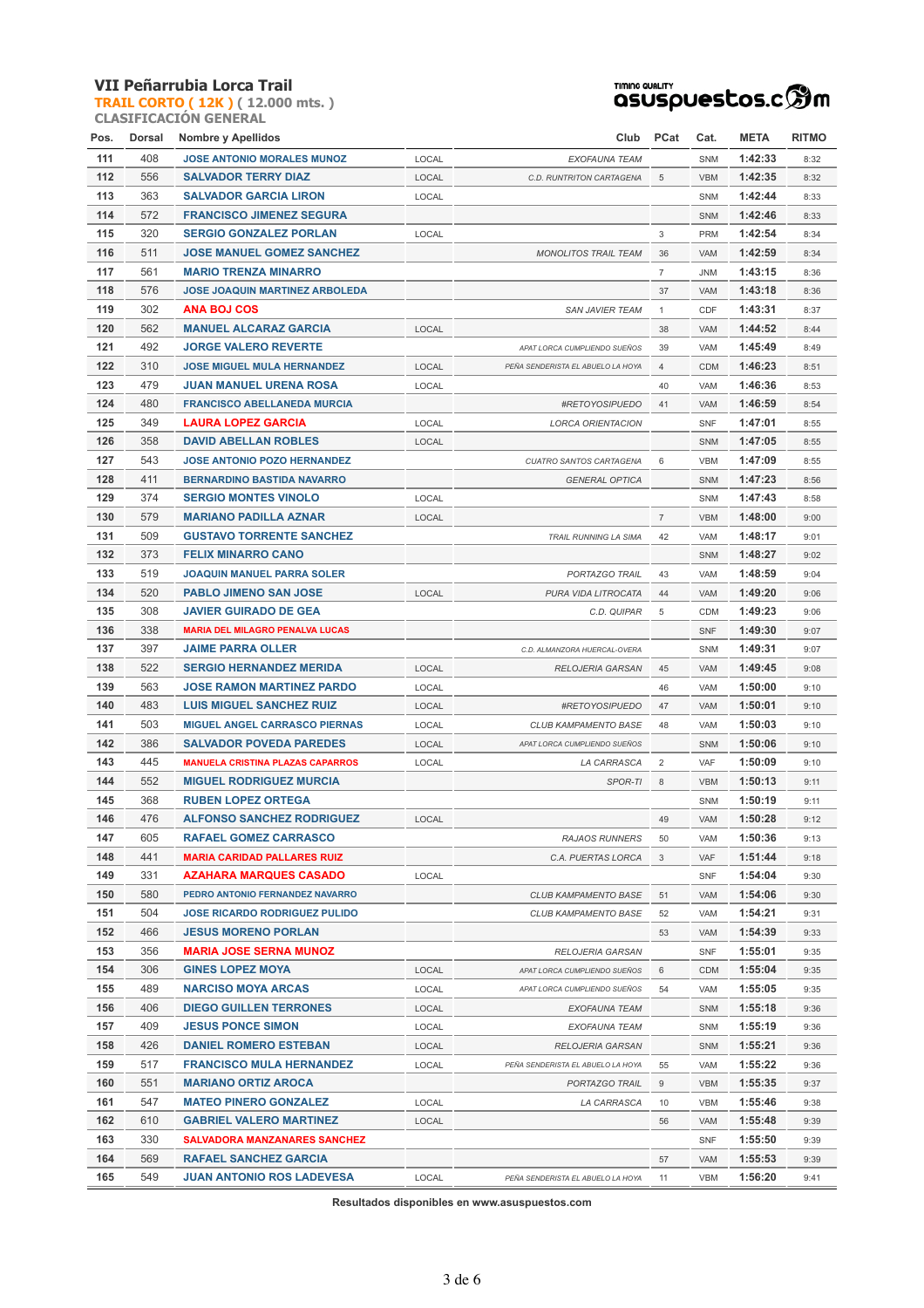# VII Peñarrubia Lorca Trail

**TRAIL CORTO ( 12K )** ( 12.000 mts. )

**CLASIFICACIÓN GENERAL**

| Pos. | Dorsal | Nombre y Apellidos | | Club | PCat | Cat. | META | RITMO |
|---|---|---|---|---|---|---|---|---|
| 111 | 408 | JOSE ANTONIO MORALES MUNOZ | LOCAL | EXOFAUNA TEAM | | SNM | 1:42:33 | 8:32 |
| 112 | 556 | SALVADOR TERRY DIAZ | LOCAL | C.D. RUNTRITON CARTAGENA | 5 | VBM | 1:42:35 | 8:32 |
| 113 | 363 | SALVADOR GARCIA LIRON | LOCAL | | | SNM | 1:42:44 | 8:33 |
| 114 | 572 | FRANCISCO JIMENEZ SEGURA | | | | SNM | 1:42:46 | 8:33 |
| 115 | 320 | SERGIO GONZALEZ PORLAN | LOCAL | | 3 | PRM | 1:42:54 | 8:34 |
| 116 | 511 | JOSE MANUEL GOMEZ SANCHEZ | | MONOLITOS TRAIL TEAM | 36 | VAM | 1:42:59 | 8:34 |
| 117 | 561 | MARIO TRENZA MINARRO | | | 7 | JNM | 1:43:15 | 8:36 |
| 118 | 576 | JOSE JOAQUIN MARTINEZ ARBOLEDA | | | 37 | VAM | 1:43:18 | 8:36 |
| 119 | 302 | ANA BOJ COS | | SAN JAVIER TEAM | 1 | CDF | 1:43:31 | 8:37 |
| 120 | 562 | MANUEL ALCARAZ GARCIA | LOCAL | | 38 | VAM | 1:44:52 | 8:44 |
| 121 | 492 | JORGE VALERO REVERTE | | APAT LORCA CUMPLIENDO SUEÑOS | 39 | VAM | 1:45:49 | 8:49 |
| 122 | 310 | JOSE MIGUEL MULA HERNANDEZ | LOCAL | PEÑA SENDERISTA EL ABUELO LA HOYA | 4 | CDM | 1:46:23 | 8:51 |
| 123 | 479 | JUAN MANUEL URENA ROSA | LOCAL | | 40 | VAM | 1:46:36 | 8:53 |
| 124 | 480 | FRANCISCO ABELLANEDA MURCIA | | #RETOYOSIPUEDO | 41 | VAM | 1:46:59 | 8:54 |
| 125 | 349 | LAURA LOPEZ GARCIA | LOCAL | LORCA ORIENTACION | | SNF | 1:47:01 | 8:55 |
| 126 | 358 | DAVID ABELLAN ROBLES | LOCAL | | | SNM | 1:47:05 | 8:55 |
| 127 | 543 | JOSE ANTONIO POZO HERNANDEZ | | CUATRO SANTOS CARTAGENA | 6 | VBM | 1:47:09 | 8:55 |
| 128 | 411 | BERNARDINO BASTIDA NAVARRO | | GENERAL OPTICA | | SNM | 1:47:23 | 8:56 |
| 129 | 374 | SERGIO MONTES VINOLO | LOCAL | | | SNM | 1:47:43 | 8:58 |
| 130 | 579 | MARIANO PADILLA AZNAR | LOCAL | | 7 | VBM | 1:48:00 | 9:00 |
| 131 | 509 | GUSTAVO TORRENTE SANCHEZ | | TRAIL RUNNING LA SIMA | 42 | VAM | 1:48:17 | 9:01 |
| 132 | 373 | FELIX MINARRO CANO | | | | SNM | 1:48:27 | 9:02 |
| 133 | 519 | JOAQUIN MANUEL PARRA SOLER | | PORTAZGO TRAIL | 43 | VAM | 1:48:59 | 9:04 |
| 134 | 520 | PABLO JIMENO SAN JOSE | LOCAL | PURA VIDA LITROCATA | 44 | VAM | 1:49:20 | 9:06 |
| 135 | 308 | JAVIER GUIRADO DE GEA | | C.D. QUIPAR | 5 | CDM | 1:49:23 | 9:06 |
| 136 | 338 | MARIA DEL MILAGRO PENALVA LUCAS | | | | SNF | 1:49:30 | 9:07 |
| 137 | 397 | JAIME PARRA OLLER | | C.D. ALMANZORA HUERCAL-OVERA | | SNM | 1:49:31 | 9:07 |
| 138 | 522 | SERGIO HERNANDEZ MERIDA | LOCAL | RELOJERIA GARSAN | 45 | VAM | 1:49:45 | 9:08 |
| 139 | 563 | JOSE RAMON MARTINEZ PARDO | LOCAL | | 46 | VAM | 1:50:00 | 9:10 |
| 140 | 483 | LUIS MIGUEL SANCHEZ RUIZ | LOCAL | #RETOYOSIPUEDO | 47 | VAM | 1:50:01 | 9:10 |
| 141 | 503 | MIGUEL ANGEL CARRASCO PIERNAS | LOCAL | CLUB KAMPAMENTO BASE | 48 | VAM | 1:50:03 | 9:10 |
| 142 | 386 | SALVADOR POVEDA PAREDES | LOCAL | APAT LORCA CUMPLIENDO SUEÑOS | | SNM | 1:50:06 | 9:10 |
| 143 | 445 | MANUELA CRISTINA PLAZAS CAPARROS | LOCAL | LA CARRASCA | 2 | VAF | 1:50:09 | 9:10 |
| 144 | 552 | MIGUEL RODRIGUEZ MURCIA | | SPOR-TI | 8 | VBM | 1:50:13 | 9:11 |
| 145 | 368 | RUBEN LOPEZ ORTEGA | | | | SNM | 1:50:19 | 9:11 |
| 146 | 476 | ALFONSO SANCHEZ RODRIGUEZ | LOCAL | | 49 | VAM | 1:50:28 | 9:12 |
| 147 | 605 | RAFAEL GOMEZ CARRASCO | | RAJAOS RUNNERS | 50 | VAM | 1:50:36 | 9:13 |
| 148 | 441 | MARIA CARIDAD PALLARES RUIZ | | C.A. PUERTAS LORCA | 3 | VAF | 1:51:44 | 9:18 |
| 149 | 331 | AZAHARA MARQUES CASADO | LOCAL | | | SNF | 1:54:04 | 9:30 |
| 150 | 580 | PEDRO ANTONIO FERNANDEZ NAVARRO | | CLUB KAMPAMENTO BASE | 51 | VAM | 1:54:06 | 9:30 |
| 151 | 504 | JOSE RICARDO RODRIGUEZ PULIDO | | CLUB KAMPAMENTO BASE | 52 | VAM | 1:54:21 | 9:31 |
| 152 | 466 | JESUS MORENO PORLAN | | | 53 | VAM | 1:54:39 | 9:33 |
| 153 | 356 | MARIA JOSE SERNA MUNOZ | | RELOJERIA GARSAN | | SNF | 1:55:01 | 9:35 |
| 154 | 306 | GINES LOPEZ MOYA | LOCAL | APAT LORCA CUMPLIENDO SUEÑOS | 6 | CDM | 1:55:04 | 9:35 |
| 155 | 489 | NARCISO MOYA ARCAS | LOCAL | APAT LORCA CUMPLIENDO SUEÑOS | 54 | VAM | 1:55:05 | 9:35 |
| 156 | 406 | DIEGO GUILLEN TERRONES | LOCAL | EXOFAUNA TEAM | | SNM | 1:55:18 | 9:36 |
| 157 | 409 | JESUS PONCE SIMON | LOCAL | EXOFAUNA TEAM | | SNM | 1:55:19 | 9:36 |
| 158 | 426 | DANIEL ROMERO ESTEBAN | LOCAL | RELOJERIA GARSAN | | SNM | 1:55:21 | 9:36 |
| 159 | 517 | FRANCISCO MULA HERNANDEZ | LOCAL | PEÑA SENDERISTA EL ABUELO LA HOYA | 55 | VAM | 1:55:22 | 9:36 |
| 160 | 551 | MARIANO ORTIZ AROCA | | PORTAZGO TRAIL | 9 | VBM | 1:55:35 | 9:37 |
| 161 | 547 | MATEO PINERO GONZALEZ | LOCAL | LA CARRASCA | 10 | VBM | 1:55:46 | 9:38 |
| 162 | 610 | GABRIEL VALERO MARTINEZ | LOCAL | | 56 | VAM | 1:55:48 | 9:39 |
| 163 | 330 | SALVADORA MANZANARES SANCHEZ | | | | SNF | 1:55:50 | 9:39 |
| 164 | 569 | RAFAEL SANCHEZ GARCIA | | | 57 | VAM | 1:55:53 | 9:39 |
| 165 | 549 | JUAN ANTONIO ROS LADEVESA | LOCAL | PEÑA SENDERISTA EL ABUELO LA HOYA | 11 | VBM | 1:56:20 | 9:41 |

**Resultados disponibles en www.asuspuestos.com**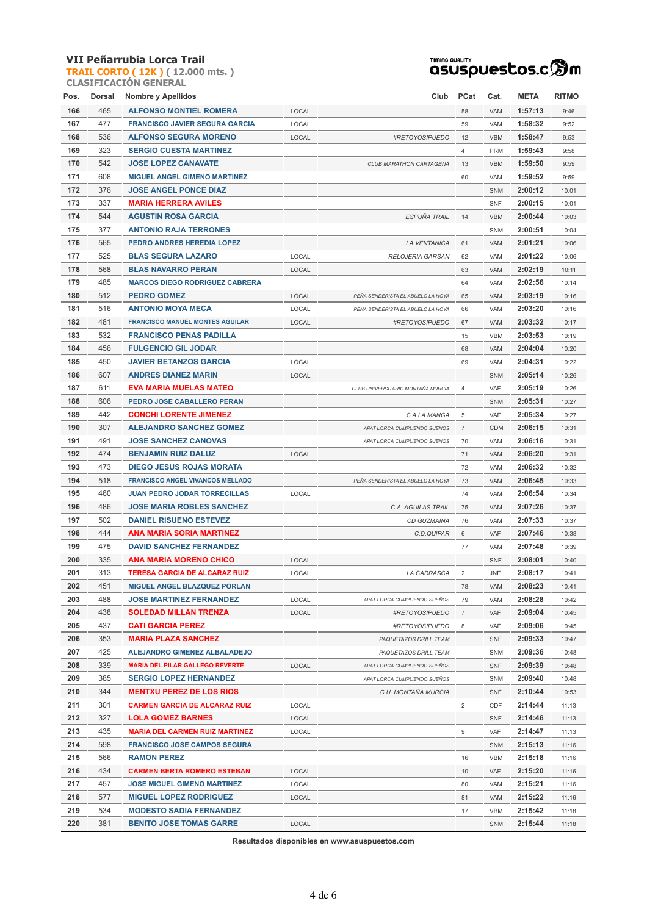# VII Peñarrubia Lorca Trail

**TRAIL CORTO ( 12K ) ( 12.000 mts. )**

**CLASIFICACIÓN GENERAL**

| Pos. | Dorsal | Nombre y Apellidos | | Club | PCat | Cat. | META | RITMO |
|---|---|---|---|---|---|---|---|---|
| 166 | 465 | ALFONSO MONTIEL ROMERA | LOCAL | | 58 | VAM | 1:57:13 | 9:46 |
| 167 | 477 | FRANCISCO JAVIER SEGURA GARCIA | LOCAL | | 59 | VAM | 1:58:32 | 9:52 |
| 168 | 536 | ALFONSO SEGURA MORENO | LOCAL | #RETOYOSIPUEDO | 12 | VBM | 1:58:47 | 9:53 |
| 169 | 323 | SERGIO CUESTA MARTINEZ | | | 4 | PRM | 1:59:43 | 9:58 |
| 170 | 542 | JOSE LOPEZ CANAVATE | | CLUB MARATHON CARTAGENA | 13 | VBM | 1:59:50 | 9:59 |
| 171 | 608 | MIGUEL ANGEL GIMENO MARTINEZ | | | 60 | VAM | 1:59:52 | 9:59 |
| 172 | 376 | JOSE ANGEL PONCE DIAZ | | | | SNM | 2:00:12 | 10:01 |
| 173 | 337 | MARIA HERRERA AVILES | | | | SNF | 2:00:15 | 10:01 |
| 174 | 544 | AGUSTIN ROSA GARCIA | | ESPUÑA TRAIL | 14 | VBM | 2:00:44 | 10:03 |
| 175 | 377 | ANTONIO RAJA TERRONES | | | | SNM | 2:00:51 | 10:04 |
| 176 | 565 | PEDRO ANDRES HEREDIA LOPEZ | | LA VENTANICA | 61 | VAM | 2:01:21 | 10:06 |
| 177 | 525 | BLAS SEGURA LAZARO | LOCAL | RELOJERIA GARSAN | 62 | VAM | 2:01:22 | 10:06 |
| 178 | 568 | BLAS NAVARRO PERAN | LOCAL | | 63 | VAM | 2:02:19 | 10:11 |
| 179 | 485 | MARCOS DIEGO RODRIGUEZ CABRERA | | | 64 | VAM | 2:02:56 | 10:14 |
| 180 | 512 | PEDRO GOMEZ | LOCAL | PEÑA SENDERISTA EL ABUELO LA HOYA | 65 | VAM | 2:03:19 | 10:16 |
| 181 | 516 | ANTONIO MOYA MECA | LOCAL | PEÑA SENDERISTA EL ABUELO LA HOYA | 66 | VAM | 2:03:20 | 10:16 |
| 182 | 481 | FRANCISCO MANUEL MONTES AGUILAR | LOCAL | #RETOYOSIPUEDO | 67 | VAM | 2:03:32 | 10:17 |
| 183 | 532 | FRANCISCO PENAS PADILLA | | | 15 | VBM | 2:03:53 | 10:19 |
| 184 | 456 | FULGENCIO GIL JODAR | | | 68 | VAM | 2:04:04 | 10:20 |
| 185 | 450 | JAVIER BETANZOS GARCIA | LOCAL | | 69 | VAM | 2:04:31 | 10:22 |
| 186 | 607 | ANDRES DIANEZ MARIN | LOCAL | | | SNM | 2:05:14 | 10:26 |
| 187 | 611 | EVA MARIA MUELAS MATEO | | CLUB UNIVERSITARIO MONTAÑA MURCIA | 4 | VAF | 2:05:19 | 10:26 |
| 188 | 606 | PEDRO JOSE CABALLERO PERAN | | | | SNM | 2:05:31 | 10:27 |
| 189 | 442 | CONCHI LORENTE JIMENEZ | | C.A.LA MANGA | 5 | VAF | 2:05:34 | 10:27 |
| 190 | 307 | ALEJANDRO SANCHEZ GOMEZ | | APAT LORCA CUMPLIENDO SUEÑOS | 7 | CDM | 2:06:15 | 10:31 |
| 191 | 491 | JOSE SANCHEZ CANOVAS | | APAT LORCA CUMPLIENDO SUEÑOS | 70 | VAM | 2:06:16 | 10:31 |
| 192 | 474 | BENJAMIN RUIZ DALUZ | LOCAL | | 71 | VAM | 2:06:20 | 10:31 |
| 193 | 473 | DIEGO JESUS ROJAS MORATA | | | 72 | VAM | 2:06:32 | 10:32 |
| 194 | 518 | FRANCISCO ANGEL VIVANCOS MELLADO | | PEÑA SENDERISTA EL ABUELO LA HOYA | 73 | VAM | 2:06:45 | 10:33 |
| 195 | 460 | JUAN PEDRO JODAR TORRECILLAS | LOCAL | | 74 | VAM | 2:06:54 | 10:34 |
| 196 | 486 | JOSE MARIA ROBLES SANCHEZ | | C.A. AGUILAS TRAIL | 75 | VAM | 2:07:26 | 10:37 |
| 197 | 502 | DANIEL RISUENO ESTEVEZ | | CD GUZMAINA | 76 | VAM | 2:07:33 | 10:37 |
| 198 | 444 | ANA MARIA SORIA MARTINEZ | | C.D.QUIPAR | 6 | VAF | 2:07:46 | 10:38 |
| 199 | 475 | DAVID SANCHEZ FERNANDEZ | | | 77 | VAM | 2:07:48 | 10:39 |
| 200 | 335 | ANA MARIA MORENO CHICO | LOCAL | | | SNF | 2:08:01 | 10:40 |
| 201 | 313 | TERESA GARCIA DE ALCARAZ RUIZ | LOCAL | LA CARRASCA | 2 | JNF | 2:08:17 | 10:41 |
| 202 | 451 | MIGUEL ANGEL BLAZQUEZ PORLAN | | | 78 | VAM | 2:08:23 | 10:41 |
| 203 | 488 | JOSE MARTINEZ FERNANDEZ | LOCAL | APAT LORCA CUMPLIENDO SUEÑOS | 79 | VAM | 2:08:28 | 10:42 |
| 204 | 438 | SOLEDAD MILLAN TRENZA | LOCAL | #RETOYOSIPUEDO | 7 | VAF | 2:09:04 | 10:45 |
| 205 | 437 | CATI GARCIA PEREZ | | #RETOYOSIPUEDO | 8 | VAF | 2:09:06 | 10:45 |
| 206 | 353 | MARIA PLAZA SANCHEZ | | PAQUETAZOS DRILL TEAM | | SNF | 2:09:33 | 10:47 |
| 207 | 425 | ALEJANDRO GIMENEZ ALBALADEJO | | PAQUETAZOS DRILL TEAM | | SNM | 2:09:36 | 10:48 |
| 208 | 339 | MARIA DEL PILAR GALLEGO REVERTE | LOCAL | APAT LORCA CUMPLIENDO SUEÑOS | | SNF | 2:09:39 | 10:48 |
| 209 | 385 | SERGIO LOPEZ HERNANDEZ | | APAT LORCA CUMPLIENDO SUEÑOS | | SNM | 2:09:40 | 10:48 |
| 210 | 344 | MENTXU PEREZ DE LOS RIOS | | C.U. MONTAÑA MURCIA | | SNF | 2:10:44 | 10:53 |
| 211 | 301 | CARMEN GARCIA DE ALCARAZ RUIZ | LOCAL | | 2 | CDF | 2:14:44 | 11:13 |
| 212 | 327 | LOLA GOMEZ BARNES | LOCAL | | | SNF | 2:14:46 | 11:13 |
| 213 | 435 | MARIA DEL CARMEN RUIZ MARTINEZ | LOCAL | | 9 | VAF | 2:14:47 | 11:13 |
| 214 | 598 | FRANCISCO JOSE CAMPOS SEGURA | | | | SNM | 2:15:13 | 11:16 |
| 215 | 566 | RAMON PEREZ | | | 16 | VBM | 2:15:18 | 11:16 |
| 216 | 434 | CARMEN BERTA ROMERO ESTEBAN | LOCAL | | 10 | VAF | 2:15:20 | 11:16 |
| 217 | 457 | JOSE MIGUEL GIMENO MARTINEZ | LOCAL | | 80 | VAM | 2:15:21 | 11:16 |
| 218 | 577 | MIGUEL LOPEZ RODRIGUEZ | LOCAL | | 81 | VAM | 2:15:22 | 11:16 |
| 219 | 534 | MODESTO SADIA FERNANDEZ | | | 17 | VBM | 2:15:42 | 11:18 |
| 220 | 381 | BENITO JOSE TOMAS GARRE | LOCAL | | | SNM | 2:15:44 | 11:18 |

**Resultados disponibles en www.asuspuestos.com**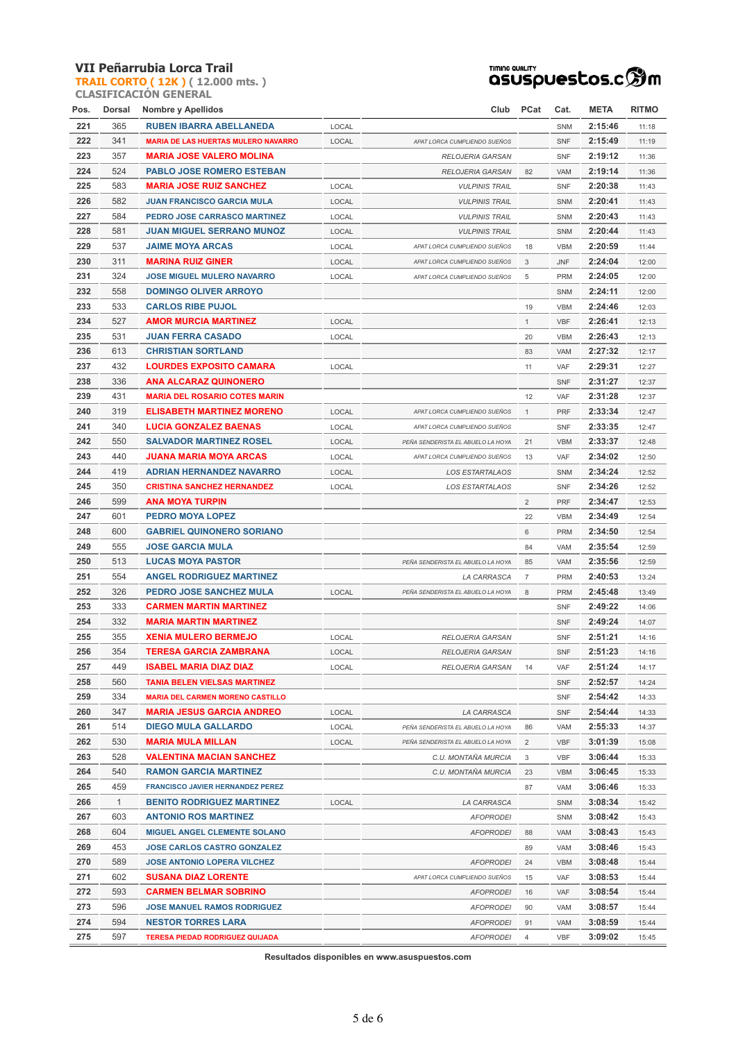# VII Peñarrubia Lorca Trail

**TRAIL CORTO ( 12K ) ( 12.000 mts. )**

**CLASIFICACIÓN GENERAL**

TIMING QUALITY asuspuestos.com

| Pos. | Dorsal | Nombre y Apellidos | | Club | PCat | Cat. | META | RITMO |
|---|---|---|---|---|---|---|---|---|
| 221 | 365 | RUBEN IBARRA ABELLANEDA | LOCAL | | | SNM | 2:15:46 | 11:18 |
| 222 | 341 | MARIA DE LAS HUERTAS MULERO NAVARRO | LOCAL | APAT LORCA CUMPLIENDO SUEÑOS | | SNF | 2:15:49 | 11:19 |
| 223 | 357 | MARIA JOSE VALERO MOLINA | | RELOJERIA GARSAN | | SNF | 2:19:12 | 11:36 |
| 224 | 524 | PABLO JOSE ROMERO ESTEBAN | | RELOJERIA GARSAN | 82 | VAM | 2:19:14 | 11:36 |
| 225 | 583 | MARIA JOSE RUIZ SANCHEZ | LOCAL | VULPINIS TRAIL | | SNF | 2:20:38 | 11:43 |
| 226 | 582 | JUAN FRANCISCO GARCIA MULA | LOCAL | VULPINIS TRAIL | | SNM | 2:20:41 | 11:43 |
| 227 | 584 | PEDRO JOSE CARRASCO MARTINEZ | LOCAL | VULPINIS TRAIL | | SNM | 2:20:43 | 11:43 |
| 228 | 581 | JUAN MIGUEL SERRANO MUNOZ | LOCAL | VULPINIS TRAIL | | SNM | 2:20:44 | 11:43 |
| 229 | 537 | JAIME MOYA ARCAS | LOCAL | APAT LORCA CUMPLIENDO SUEÑOS | 18 | VBM | 2:20:59 | 11:44 |
| 230 | 311 | MARINA RUIZ GINER | LOCAL | APAT LORCA CUMPLIENDO SUEÑOS | 3 | JNF | 2:24:04 | 12:00 |
| 231 | 324 | JOSE MIGUEL MULERO NAVARRO | LOCAL | APAT LORCA CUMPLIENDO SUEÑOS | 5 | PRM | 2:24:05 | 12:00 |
| 232 | 558 | DOMINGO OLIVER ARROYO | | | | SNM | 2:24:11 | 12:00 |
| 233 | 533 | CARLOS RIBE PUJOL | | | 19 | VBM | 2:24:46 | 12:03 |
| 234 | 527 | AMOR MURCIA MARTINEZ | LOCAL | | 1 | VBF | 2:26:41 | 12:13 |
| 235 | 531 | JUAN FERRA CASADO | LOCAL | | 20 | VBM | 2:26:43 | 12:13 |
| 236 | 613 | CHRISTIAN SORTLAND | | | 83 | VAM | 2:27:32 | 12:17 |
| 237 | 432 | LOURDES EXPOSITO CAMARA | LOCAL | | 11 | VAF | 2:29:31 | 12:27 |
| 238 | 336 | ANA ALCARAZ QUINONERO | | | | SNF | 2:31:27 | 12:37 |
| 239 | 431 | MARIA DEL ROSARIO COTES MARIN | | | 12 | VAF | 2:31:28 | 12:37 |
| 240 | 319 | ELISABETH MARTINEZ MORENO | LOCAL | APAT LORCA CUMPLIENDO SUEÑOS | 1 | PRF | 2:33:34 | 12:47 |
| 241 | 340 | LUCIA GONZALEZ BAENAS | LOCAL | APAT LORCA CUMPLIENDO SUEÑOS | | SNF | 2:33:35 | 12:47 |
| 242 | 550 | SALVADOR MARTINEZ ROSEL | LOCAL | PEÑA SENDERISTA EL ABUELO LA HOYA | 21 | VBM | 2:33:37 | 12:48 |
| 243 | 440 | JUANA MARIA MOYA ARCAS | LOCAL | APAT LORCA CUMPLIENDO SUEÑOS | 13 | VAF | 2:34:02 | 12:50 |
| 244 | 419 | ADRIAN HERNANDEZ NAVARRO | LOCAL | LOS ESTARTALAOS | | SNM | 2:34:24 | 12:52 |
| 245 | 350 | CRISTINA SANCHEZ HERNANDEZ | LOCAL | LOS ESTARTALAOS | | SNF | 2:34:26 | 12:52 |
| 246 | 599 | ANA MOYA TURPIN | | | 2 | PRF | 2:34:47 | 12:53 |
| 247 | 601 | PEDRO MOYA LOPEZ | | | 22 | VBM | 2:34:49 | 12:54 |
| 248 | 600 | GABRIEL QUINONERO SORIANO | | | 6 | PRM | 2:34:50 | 12:54 |
| 249 | 555 | JOSE GARCIA MULA | | | 84 | VAM | 2:35:54 | 12:59 |
| 250 | 513 | LUCAS MOYA PASTOR | | PEÑA SENDERISTA EL ABUELO LA HOYA | 85 | VAM | 2:35:56 | 12:59 |
| 251 | 554 | ANGEL RODRIGUEZ MARTINEZ | | LA CARRASCA | 7 | PRM | 2:40:53 | 13:24 |
| 252 | 326 | PEDRO JOSE SANCHEZ MULA | LOCAL | PEÑA SENDERISTA EL ABUELO LA HOYA | 8 | PRM | 2:45:48 | 13:49 |
| 253 | 333 | CARMEN MARTIN MARTINEZ | | | | SNF | 2:49:22 | 14:06 |
| 254 | 332 | MARIA MARTIN MARTINEZ | | | | SNF | 2:49:24 | 14:07 |
| 255 | 355 | XENIA MULERO BERMEJO | LOCAL | RELOJERIA GARSAN | | SNF | 2:51:21 | 14:16 |
| 256 | 354 | TERESA GARCIA ZAMBRANA | LOCAL | RELOJERIA GARSAN | | SNF | 2:51:23 | 14:16 |
| 257 | 449 | ISABEL MARIA DIAZ DIAZ | LOCAL | RELOJERIA GARSAN | 14 | VAF | 2:51:24 | 14:17 |
| 258 | 560 | TANIA BELEN VIELSAS MARTINEZ | | | | SNF | 2:52:57 | 14:24 |
| 259 | 334 | MARIA DEL CARMEN MORENO CASTILLO | | | | SNF | 2:54:42 | 14:33 |
| 260 | 347 | MARIA JESUS GARCIA ANDREO | LOCAL | LA CARRASCA | | SNF | 2:54:44 | 14:33 |
| 261 | 514 | DIEGO MULA GALLARDO | LOCAL | PEÑA SENDERISTA EL ABUELO LA HOYA | 86 | VAM | 2:55:33 | 14:37 |
| 262 | 530 | MARIA MULA MILLAN | LOCAL | PEÑA SENDERISTA EL ABUELO LA HOYA | 2 | VBF | 3:01:39 | 15:08 |
| 263 | 528 | VALENTINA MACIAN SANCHEZ | | C.U. MONTAÑA MURCIA | 3 | VBF | 3:06:44 | 15:33 |
| 264 | 540 | RAMON GARCIA MARTINEZ | | C.U. MONTAÑA MURCIA | 23 | VBM | 3:06:45 | 15:33 |
| 265 | 459 | FRANCISCO JAVIER HERNANDEZ PEREZ | | | 87 | VAM | 3:06:46 | 15:33 |
| 266 | 1 | BENITO RODRIGUEZ MARTINEZ | LOCAL | LA CARRASCA | | SNM | 3:08:34 | 15:42 |
| 267 | 603 | ANTONIO ROS MARTINEZ | | AFOPRODEI | | SNM | 3:08:42 | 15:43 |
| 268 | 604 | MIGUEL ANGEL CLEMENTE SOLANO | | AFOPRODEI | 88 | VAM | 3:08:43 | 15:43 |
| 269 | 453 | JOSE CARLOS CASTRO GONZALEZ | | | 89 | VAM | 3:08:46 | 15:43 |
| 270 | 589 | JOSE ANTONIO LOPERA VILCHEZ | | AFOPRODEI | 24 | VBM | 3:08:48 | 15:44 |
| 271 | 602 | SUSANA DIAZ LORENTE | | APAT LORCA CUMPLIENDO SUEÑOS | 15 | VAF | 3:08:53 | 15:44 |
| 272 | 593 | CARMEN BELMAR SOBRINO | | AFOPRODEI | 16 | VAF | 3:08:54 | 15:44 |
| 273 | 596 | JOSE MANUEL RAMOS RODRIGUEZ | | AFOPRODEI | 90 | VAM | 3:08:57 | 15:44 |
| 274 | 594 | NESTOR TORRES LARA | | AFOPRODEI | 91 | VAM | 3:08:59 | 15:44 |
| 275 | 597 | TERESA PIEDAD RODRIGUEZ QUIJADA | | AFOPRODEI | 4 | VBF | 3:09:02 | 15:45 |

**Resultados disponibles en www.asuspuestos.com**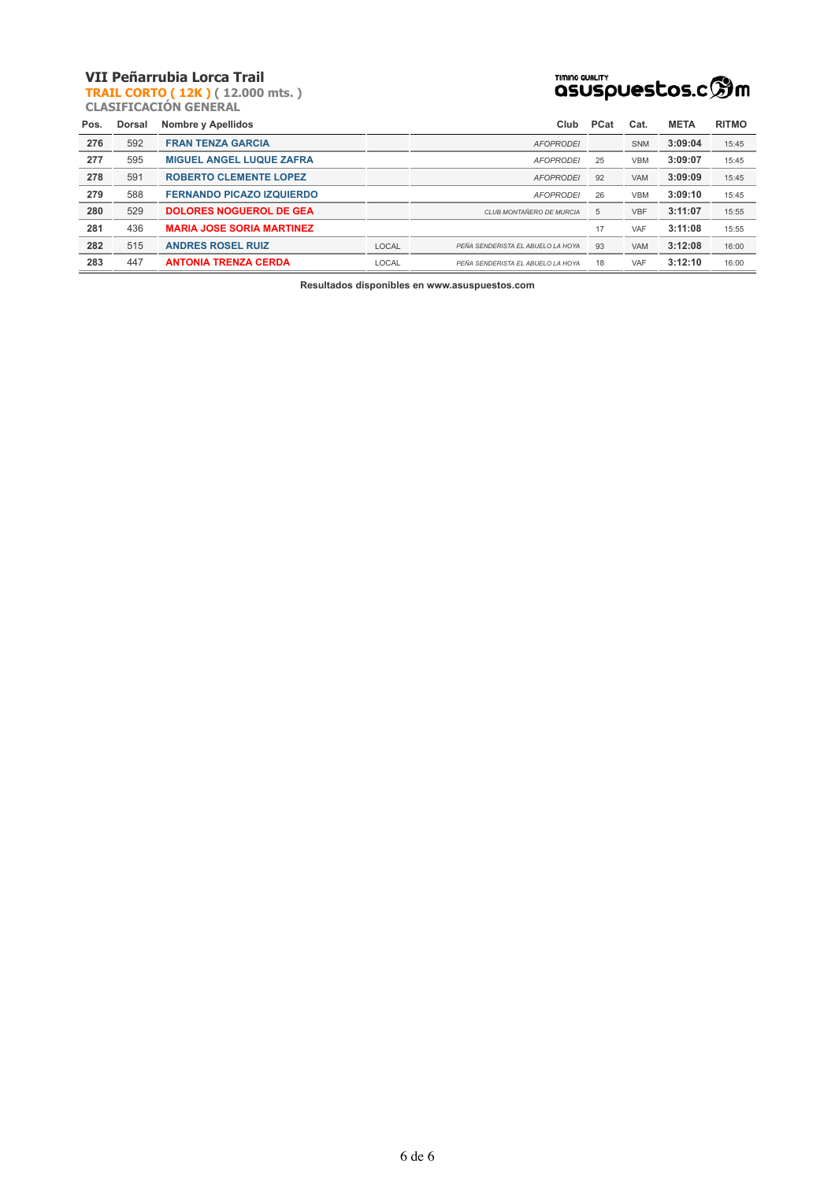# VII Peñarrubia Lorca Trail

**TRAIL CORTO ( 12K )** ( 12.000 mts. )

**CLASIFICACIÓN GENERAL**

| Pos. | Dorsal | Nombre y Apellidos | | Club | PCat | Cat. | META | RITMO |
|---|---|---|---|---|---|---|---|---|
| 276 | 592 | FRAN TENZA GARCIA | | AFOPRODEI | | SNM | 3:09:04 | 15:45 |
| 277 | 595 | MIGUEL ANGEL LUQUE ZAFRA | | AFOPRODEI | 25 | VBM | 3:09:07 | 15:45 |
| 278 | 591 | ROBERTO CLEMENTE LOPEZ | | AFOPRODEI | 92 | VAM | 3:09:09 | 15:45 |
| 279 | 588 | FERNANDO PICAZO IZQUIERDO | | AFOPRODEI | 26 | VBM | 3:09:10 | 15:45 |
| 280 | 529 | DOLORES NOGUEROL DE GEA | | CLUB MONTAÑERO DE MURCIA | 5 | VBF | 3:11:07 | 15:55 |
| 281 | 436 | MARIA JOSE SORIA MARTINEZ | | | 17 | VAF | 3:11:08 | 15:55 |
| 282 | 515 | ANDRES ROSEL RUIZ | LOCAL | PEÑA SENDERISTA EL ABUELO LA HOYA | 93 | VAM | 3:12:08 | 16:00 |
| 283 | 447 | ANTONIA TRENZA CERDA | LOCAL | PEÑA SENDERISTA EL ABUELO LA HOYA | 18 | VAF | 3:12:10 | 16:00 |

**Resultados disponibles en www.asuspuestos.com**